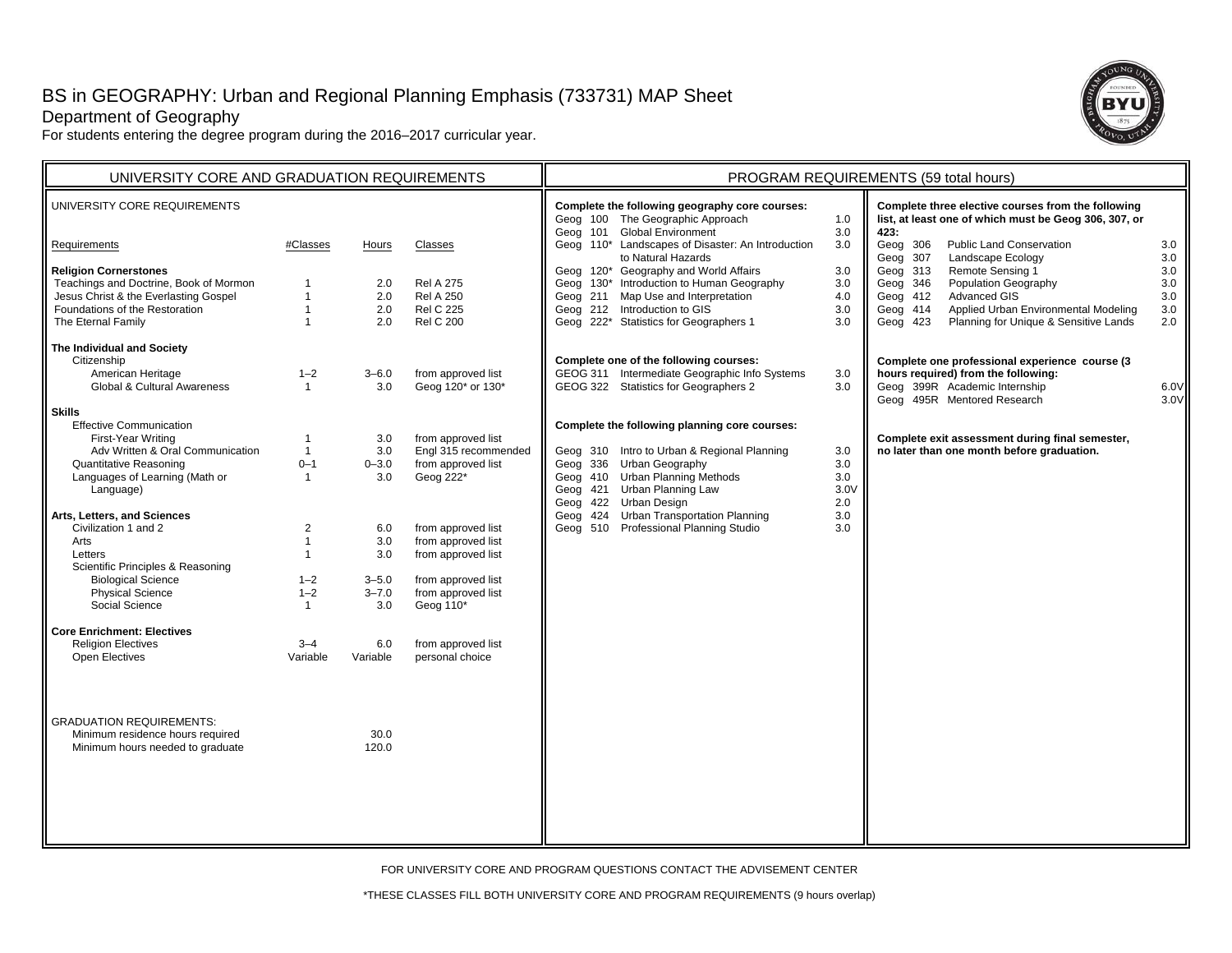# BS in GEOGRAPHY: Urban and Regional Planning Emphasis (733731) MAP Sheet

Department of Geography

For students entering the degree program during the 2016–2017 curricular year.

## UNIVERSITY CORE AND GRADUATION REQUIREMENTS

UNIVERSITY CORE REQUIREMENTS

| Requirements | #Classes | Hours | Classes |
|---|---|---|---|
| **Religion Cornerstones** | | | |
| Teachings and Doctrine, Book of Mormon | 1 | 2.0 | Rel A 275 |
| Jesus Christ & the Everlasting Gospel | 1 | 2.0 | Rel A 250 |
| Foundations of the Restoration | 1 | 2.0 | Rel C 225 |
| The Eternal Family | 1 | 2.0 | Rel C 200 |
| **The Individual and Society** | | | |
| Citizenship | | | |
| American Heritage | 1–2 | 3–6.0 | from approved list |
| Global & Cultural Awareness | 1 | 3.0 | Geog 120* or 130* |
| **Skills** | | | |
| Effective Communication | | | |
| First-Year Writing | 1 | 3.0 | from approved list |
| Adv Written & Oral Communication | 1 | 3.0 | Engl 315 recommended |
| Quantitative Reasoning | 0–1 | 0–3.0 | from approved list |
| Languages of Learning (Math or Language) | 1 | 3.0 | Geog 222* |
| **Arts, Letters, and Sciences** | | | |
| Civilization 1 and 2 | 2 | 6.0 | from approved list |
| Arts | 1 | 3.0 | from approved list |
| Letters | 1 | 3.0 | from approved list |
| Scientific Principles & Reasoning | | | |
| Biological Science | 1–2 | 3–5.0 | from approved list |
| Physical Science | 1–2 | 3–7.0 | from approved list |
| Social Science | 1 | 3.0 | Geog 110* |
| **Core Enrichment: Electives** | | | |
| Religion Electives | 3–4 | 6.0 | from approved list |
| Open Electives | Variable | Variable | personal choice |

GRADUATION REQUIREMENTS:

| | Hours |
|---|---|
| Minimum residence hours required | 30.0 |
| Minimum hours needed to graduate | 120.0 |

## PROGRAM REQUIREMENTS (59 total hours)

**Complete the following geography core courses:**

| Course | Title | Hours |
|---|---|---|
| Geog 100 | The Geographic Approach | 1.0 |
| Geog 101 | Global Environment | 3.0 |
| Geog 110* | Landscapes of Disaster: An Introduction to Natural Hazards | 3.0 |
| Geog 120* | Geography and World Affairs | 3.0 |
| Geog 130* | Introduction to Human Geography | 3.0 |
| Geog 211 | Map Use and Interpretation | 4.0 |
| Geog 212 | Introduction to GIS | 3.0 |
| Geog 222* | Statistics for Geographers 1 | 3.0 |

**Complete one of the following courses:**

| Course | Title | Hours |
|---|---|---|
| GEOG 311 | Intermediate Geographic Info Systems | 3.0 |
| GEOG 322 | Statistics for Geographers 2 | 3.0 |

**Complete the following planning core courses:**

| Course | Title | Hours |
|---|---|---|
| Geog 310 | Intro to Urban & Regional Planning | 3.0 |
| Geog 336 | Urban Geography | 3.0 |
| Geog 410 | Urban Planning Methods | 3.0 |
| Geog 421 | Urban Planning Law | 3.0V |
| Geog 422 | Urban Design | 2.0 |
| Geog 424 | Urban Transportation Planning | 3.0 |
| Geog 510 | Professional Planning Studio | 3.0 |

**Complete three elective courses from the following list, at least one of which must be Geog 306, 307, or 423:**

| Course | Title | Hours |
|---|---|---|
| Geog 306 | Public Land Conservation | 3.0 |
| Geog 307 | Landscape Ecology | 3.0 |
| Geog 313 | Remote Sensing 1 | 3.0 |
| Geog 346 | Population Geography | 3.0 |
| Geog 412 | Advanced GIS | 3.0 |
| Geog 414 | Applied Urban Environmental Modeling | 3.0 |
| Geog 423 | Planning for Unique & Sensitive Lands | 2.0 |

**Complete one professional experience course (3 hours required) from the following:**

| Course | Title | Hours |
|---|---|---|
| Geog 399R | Academic Internship | 6.0V |
| Geog 495R | Mentored Research | 3.0V |

**Complete exit assessment during final semester, no later than one month before graduation.**

FOR UNIVERSITY CORE AND PROGRAM QUESTIONS CONTACT THE ADVISEMENT CENTER

*THESE CLASSES FILL BOTH UNIVERSITY CORE AND PROGRAM REQUIREMENTS (9 hours overlap)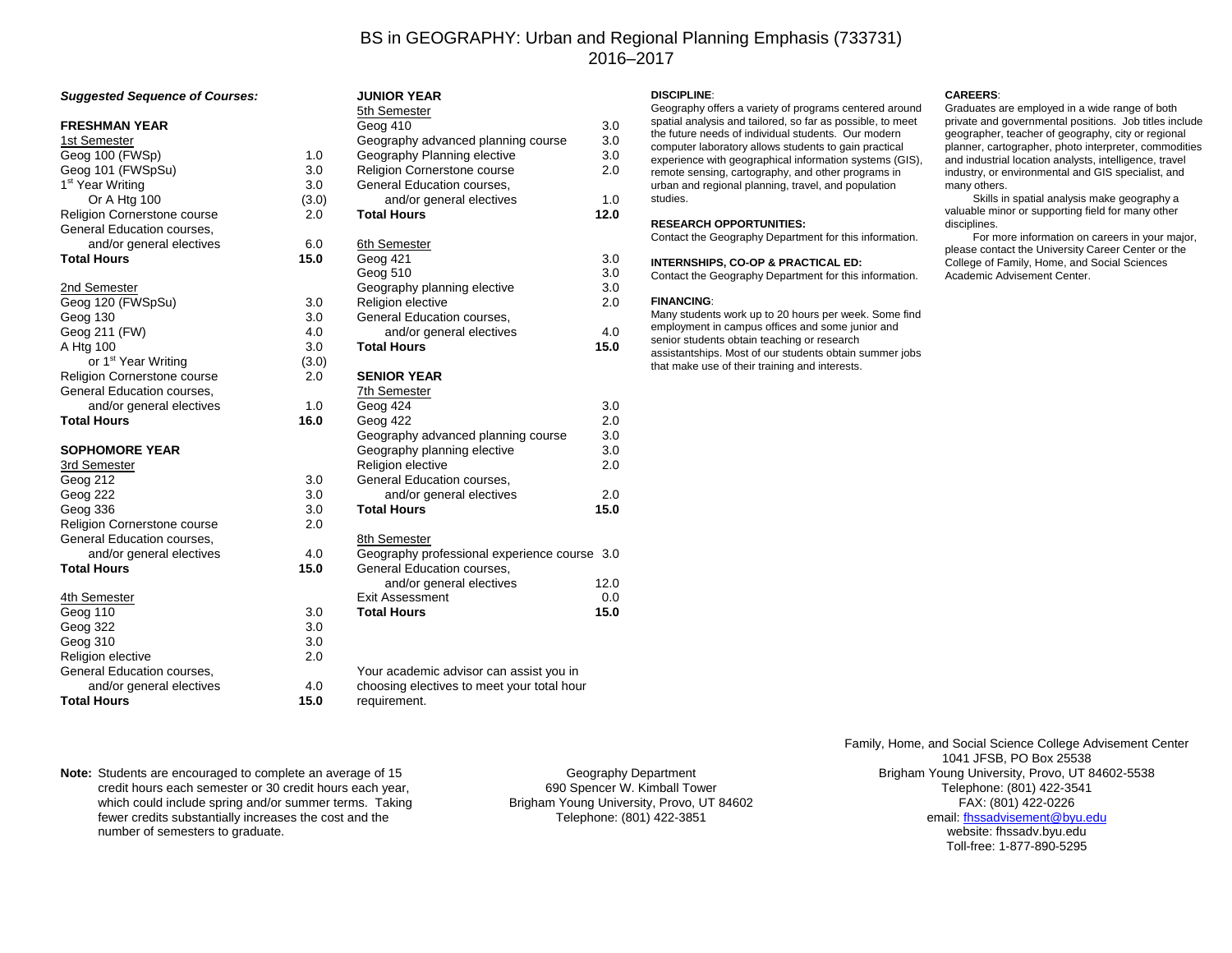# BS in GEOGRAPHY: Urban and Regional Planning Emphasis (733731)
2016–2017

***Suggested Sequence of Courses:***

**FRESHMAN YEAR**

1st Semester

| | |
|---|---|
| Geog 100 (FWSp) | 1.0 |
| Geog 101 (FWSpSu) | 3.0 |
| 1st Year Writing | 3.0 |
| Or A Htg 100 | (3.0) |
| Religion Cornerstone course | 2.0 |
| General Education courses, and/or general electives | 6.0 |
| **Total Hours** | **15.0** |

2nd Semester

| | |
|---|---|
| Geog 120 (FWSpSu) | 3.0 |
| Geog 130 | 3.0 |
| Geog 211 (FW) | 4.0 |
| A Htg 100 | 3.0 |
| or 1st Year Writing | (3.0) |
| Religion Cornerstone course | 2.0 |
| General Education courses, and/or general electives | 1.0 |
| **Total Hours** | **16.0** |

**SOPHOMORE YEAR**

3rd Semester

| | |
|---|---|
| Geog 212 | 3.0 |
| Geog 222 | 3.0 |
| Geog 336 | 3.0 |
| Religion Cornerstone course | 2.0 |
| General Education courses, and/or general electives | 4.0 |
| **Total Hours** | **15.0** |

4th Semester

| | |
|---|---|
| Geog 110 | 3.0 |
| Geog 322 | 3.0 |
| Geog 310 | 3.0 |
| Religion elective | 2.0 |
| General Education courses, and/or general electives | 4.0 |
| **Total Hours** | **15.0** |

**JUNIOR YEAR**

5th Semester

| | |
|---|---|
| Geog 410 | 3.0 |
| Geography advanced planning course | 3.0 |
| Geography Planning elective | 3.0 |
| Religion Cornerstone course | 2.0 |
| General Education courses, and/or general electives | 1.0 |
| **Total Hours** | **12.0** |

6th Semester

| | |
|---|---|
| Geog 421 | 3.0 |
| Geog 510 | 3.0 |
| Geography planning elective | 3.0 |
| Religion elective | 2.0 |
| General Education courses, and/or general electives | 4.0 |
| **Total Hours** | **15.0** |

**SENIOR YEAR**

7th Semester

| | |
|---|---|
| Geog 424 | 3.0 |
| Geog 422 | 2.0 |
| Geography advanced planning course | 3.0 |
| Geography planning elective | 3.0 |
| Religion elective | 2.0 |
| General Education courses, and/or general electives | 2.0 |
| **Total Hours** | **15.0** |

8th Semester

| | |
|---|---|
| Geography professional experience course | 3.0 |
| General Education courses, and/or general electives | 12.0 |
| Exit Assessment | 0.0 |
| **Total Hours** | **15.0** |

Your academic advisor can assist you in choosing electives to meet your total hour requirement.

**DISCIPLINE**:
Geography offers a variety of programs centered around spatial analysis and tailored, so far as possible, to meet the future needs of individual students. Our modern computer laboratory allows students to gain practical experience with geographical information systems (GIS), remote sensing, cartography, and other programs in urban and regional planning, travel, and population studies.

**RESEARCH OPPORTUNITIES:**
Contact the Geography Department for this information.

**INTERNSHIPS, CO-OP & PRACTICAL ED:**
Contact the Geography Department for this information.

**FINANCING**:
Many students work up to 20 hours per week. Some find employment in campus offices and some junior and senior students obtain teaching or research assistantships. Most of our students obtain summer jobs that make use of their training and interests.

**CAREERS**:
Graduates are employed in a wide range of both private and governmental positions. Job titles include geographer, teacher of geography, city or regional planner, cartographer, photo interpreter, commodities and industrial location analysts, intelligence, travel industry, or environmental and GIS specialist, and many others.

Skills in spatial analysis make geography a valuable minor or supporting field for many other disciplines.

For more information on careers in your major, please contact the University Career Center or the College of Family, Home, and Social Sciences Academic Advisement Center.

**Note:** Students are encouraged to complete an average of 15 credit hours each semester or 30 credit hours each year, which could include spring and/or summer terms. Taking fewer credits substantially increases the cost and the number of semesters to graduate.

Geography Department
690 Spencer W. Kimball Tower
Brigham Young University, Provo, UT 84602
Telephone: (801) 422-3851

Family, Home, and Social Science College Advisement Center
1041 JFSB, PO Box 25538
Brigham Young University, Provo, UT 84602-5538
Telephone: (801) 422-3541
FAX: (801) 422-0226
email: fhssadvisement@byu.edu
website: fhssadv.byu.edu
Toll-free: 1-877-890-5295